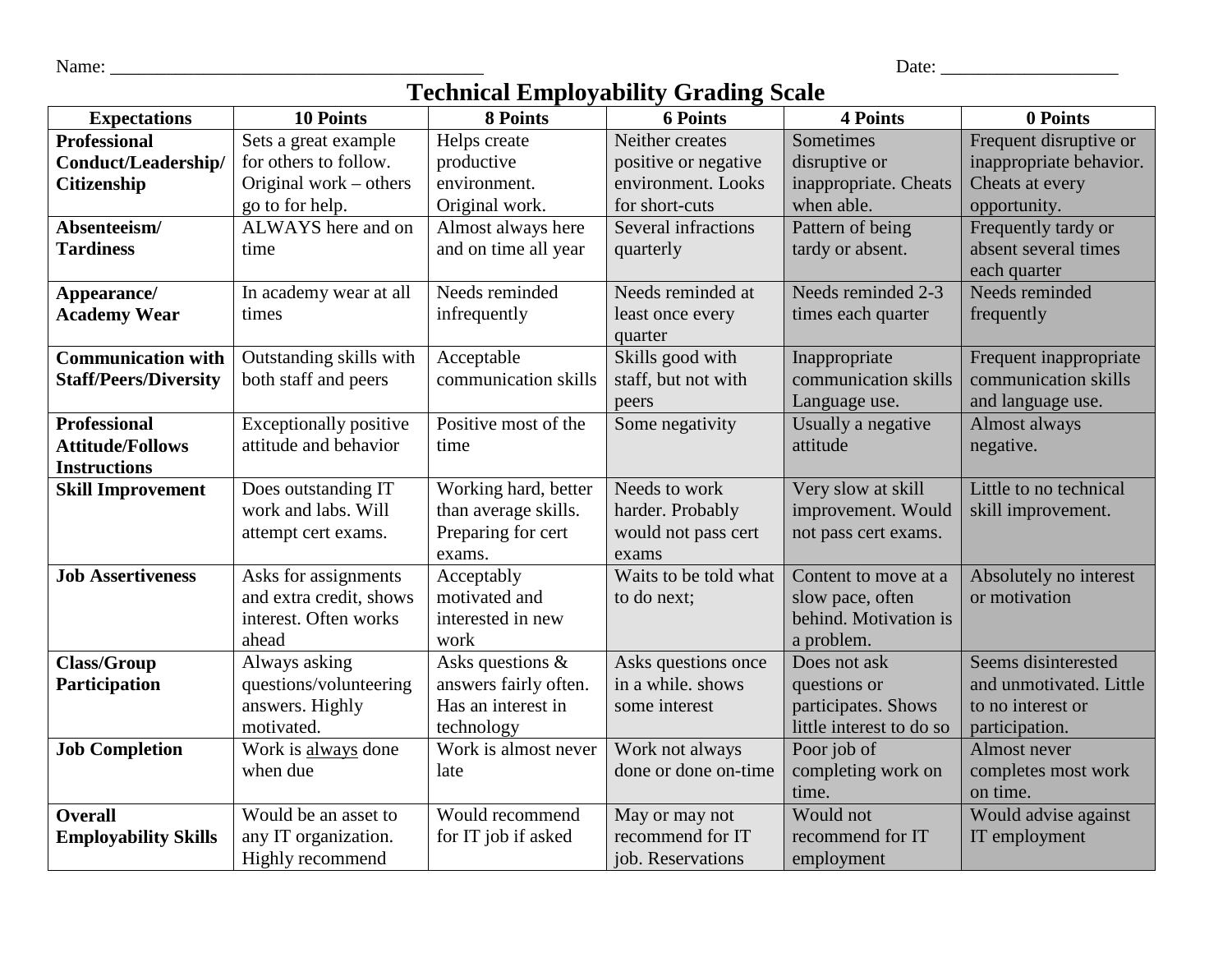Name: ______________________________________ Date: ___________________

# Technical Employability Grading Scale

| Expectations | 10 Points | 8 Points | 6 Points | 4 Points | 0 Points |
|---|---|---|---|---|---|
| **Professional Conduct/Leadership/ Citizenship** | Sets a great example for others to follow. Original work – others go to for help. | Helps create productive environment. Original work. | Neither creates positive or negative environment. Looks for short-cuts | Sometimes disruptive or inappropriate. Cheats when able. | Frequent disruptive or inappropriate behavior. Cheats at every opportunity. |
| **Absenteeism/ Tardiness** | ALWAYS here and on time | Almost always here and on time all year | Several infractions quarterly | Pattern of being tardy or absent. | Frequently tardy or absent several times each quarter |
| **Appearance/ Academy Wear** | In academy wear at all times | Needs reminded infrequently | Needs reminded at least once every quarter | Needs reminded 2-3 times each quarter | Needs reminded frequently |
| **Communication with Staff/Peers/Diversity** | Outstanding skills with both staff and peers | Acceptable communication skills | Skills good with staff, but not with peers | Inappropriate communication skills Language use. | Frequent inappropriate communication skills and language use. |
| **Professional Attitude/Follows Instructions** | Exceptionally positive attitude and behavior | Positive most of the time | Some negativity | Usually a negative attitude | Almost always negative. |
| **Skill Improvement** | Does outstanding IT work and labs. Will attempt cert exams. | Working hard, better than average skills. Preparing for cert exams. | Needs to work harder. Probably would not pass cert exams | Very slow at skill improvement. Would not pass cert exams. | Little to no technical skill improvement. |
| **Job Assertiveness** | Asks for assignments and extra credit, shows interest. Often works ahead | Acceptably motivated and interested in new work | Waits to be told what to do next; | Content to move at a slow pace, often behind. Motivation is a problem. | Absolutely no interest or motivation |
| **Class/Group Participation** | Always asking questions/volunteering answers. Highly motivated. | Asks questions & answers fairly often. Has an interest in technology | Asks questions once in a while. shows some interest | Does not ask questions or participates. Shows little interest to do so | Seems disinterested and unmotivated. Little to no interest or participation. |
| **Job Completion** | Work is <u>always</u> done when due | Work is almost never late | Work not always done or done on-time | Poor job of completing work on time. | Almost never completes most work on time. |
| **Overall Employability Skills** | Would be an asset to any IT organization. Highly recommend | Would recommend for IT job if asked | May or may not recommend for IT job. Reservations | Would not recommend for IT employment | Would advise against IT employment |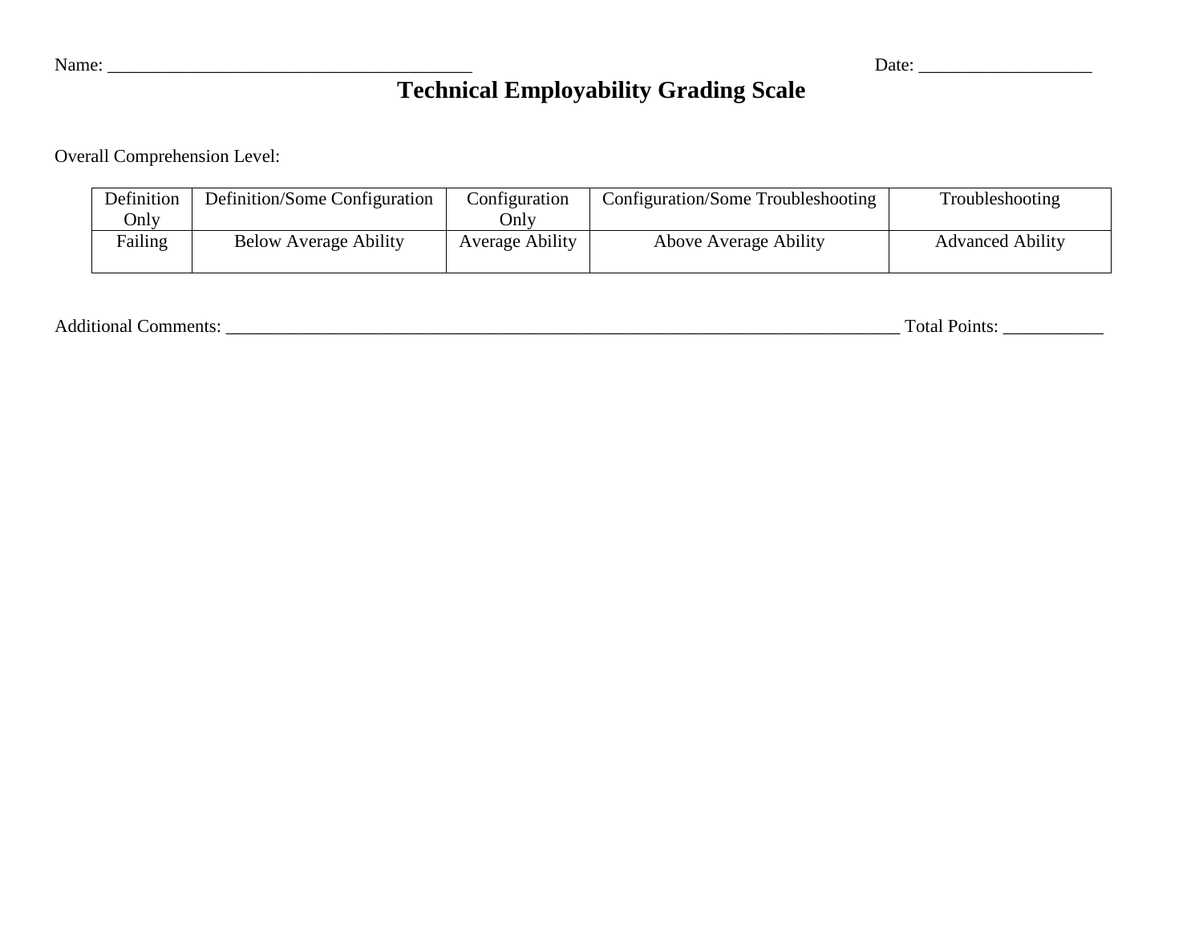Name: _______________________________________ Date: ___________________

# Technical Employability Grading Scale

Overall Comprehension Level:

| | | | | |
|---|---|---|---|---|
| Definition Only | Definition/Some Configuration | Configuration Only | Configuration/Some Troubleshooting | Troubleshooting |
| Failing | Below Average Ability | Average Ability | Above Average Ability | Advanced Ability |

Additional Comments: ________________________________________________________________________________ Total Points: ___________